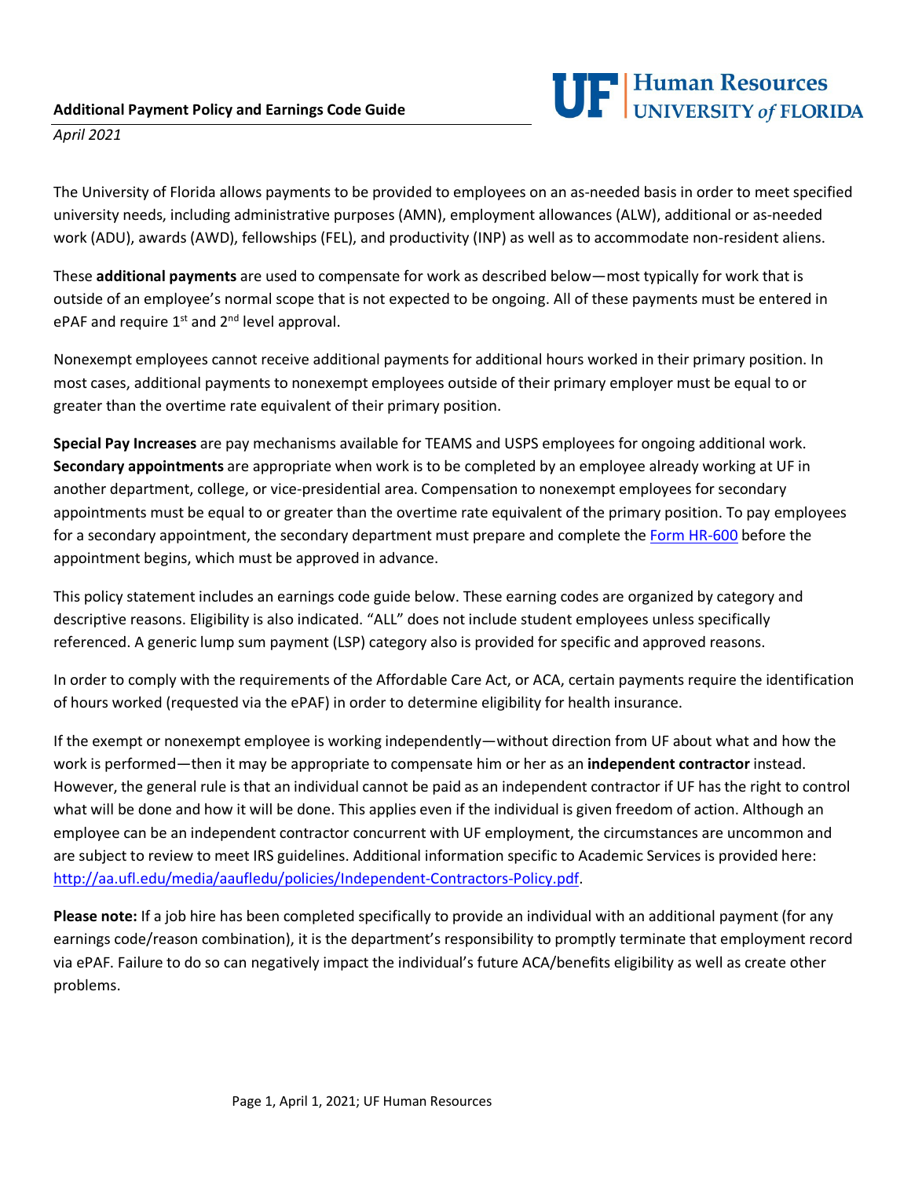**Additional Payment Policy and Earnings Code Guide**

UF | Human Resources UNIVERSITY *of* FLORIDA

*April 2021*

The University of Florida allows payments to be provided to employees on an as-needed basis in order to meet specified university needs, including administrative purposes (AMN), employment allowances (ALW), additional or as-needed work (ADU), awards (AWD), fellowships (FEL), and productivity (INP) as well as to accommodate non-resident aliens.

These **additional payments** are used to compensate for work as described below—most typically for work that is outside of an employee's normal scope that is not expected to be ongoing. All of these payments must be entered in ePAF and require 1st and 2nd level approval.

Nonexempt employees cannot receive additional payments for additional hours worked in their primary position. In most cases, additional payments to nonexempt employees outside of their primary employer must be equal to or greater than the overtime rate equivalent of their primary position.

**Special Pay Increases** are pay mechanisms available for TEAMS and USPS employees for ongoing additional work. **Secondary appointments** are appropriate when work is to be completed by an employee already working at UF in another department, college, or vice-presidential area. Compensation to nonexempt employees for secondary appointments must be equal to or greater than the overtime rate equivalent of the primary position. To pay employees for a secondary appointment, the secondary department must prepare and complete the Form HR-600 before the appointment begins, which must be approved in advance.

This policy statement includes an earnings code guide below. These earning codes are organized by category and descriptive reasons. Eligibility is also indicated. "ALL" does not include student employees unless specifically referenced. A generic lump sum payment (LSP) category also is provided for specific and approved reasons.

In order to comply with the requirements of the Affordable Care Act, or ACA, certain payments require the identification of hours worked (requested via the ePAF) in order to determine eligibility for health insurance.

If the exempt or nonexempt employee is working independently—without direction from UF about what and how the work is performed—then it may be appropriate to compensate him or her as an **independent contractor** instead. However, the general rule is that an individual cannot be paid as an independent contractor if UF has the right to control what will be done and how it will be done. This applies even if the individual is given freedom of action. Although an employee can be an independent contractor concurrent with UF employment, the circumstances are uncommon and are subject to review to meet IRS guidelines. Additional information specific to Academic Services is provided here: http://aa.ufl.edu/media/aaufledu/policies/Independent-Contractors-Policy.pdf.

**Please note:** If a job hire has been completed specifically to provide an individual with an additional payment (for any earnings code/reason combination), it is the department's responsibility to promptly terminate that employment record via ePAF. Failure to do so can negatively impact the individual's future ACA/benefits eligibility as well as create other problems.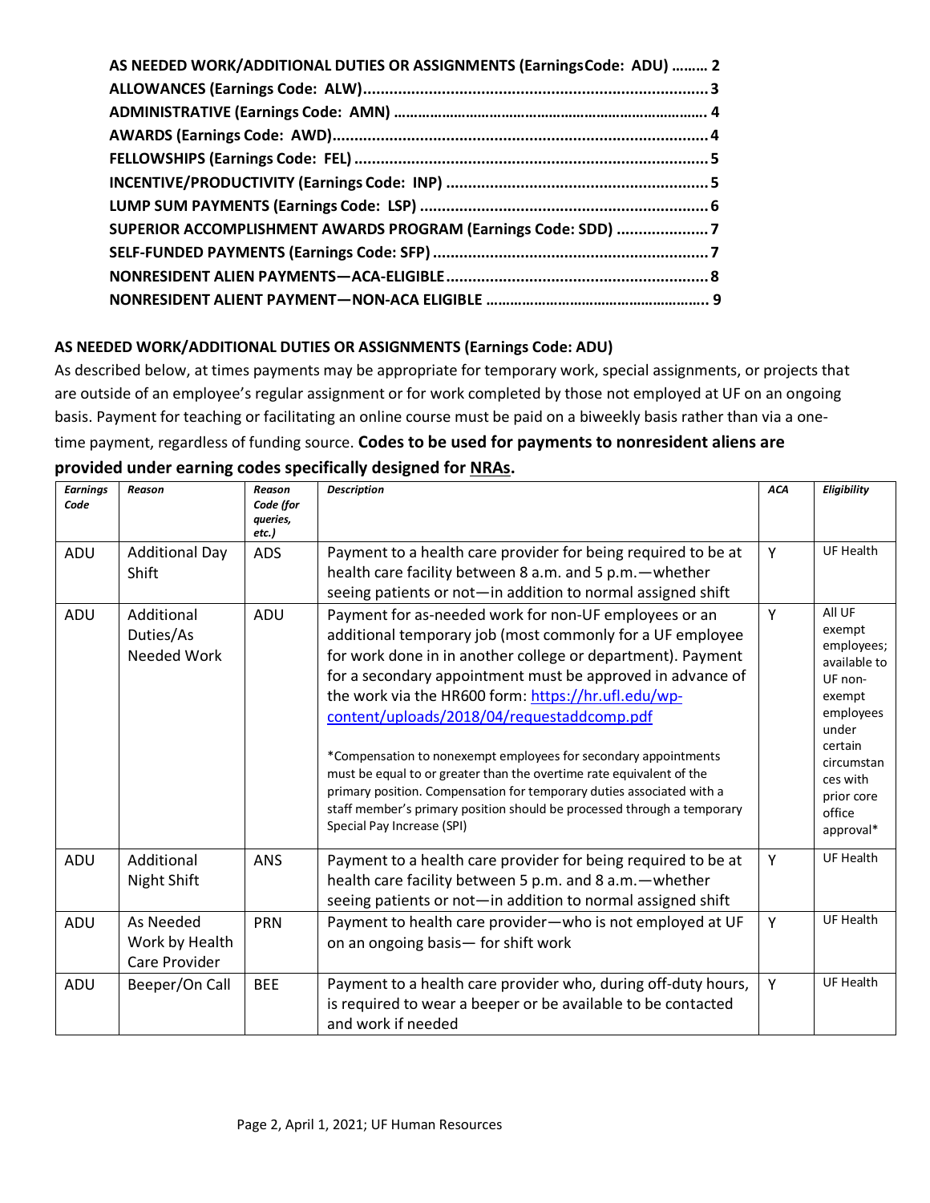**AS NEEDED WORK/ADDITIONAL DUTIES OR ASSIGNMENTS (EarningsCode: ADU) ......... 2**
**ALLOWANCES (Earnings Code: ALW)................................................................................ 3**
**ADMINISTRATIVE (Earnings Code: AMN) ............................................................................ 4**
**AWARDS (Earnings Code: AWD)...................................................................................... 4**
**FELLOWSHIPS (Earnings Code: FEL) ................................................................................. 5**
**INCENTIVE/PRODUCTIVITY (Earnings Code: INP) ............................................................ 5**
**LUMP SUM PAYMENTS (Earnings Code: LSP) .................................................................. 6**
**SUPERIOR ACCOMPLISHMENT AWARDS PROGRAM (Earnings Code: SDD) ..................... 7**
**SELF-FUNDED PAYMENTS (Earnings Code: SFP) ............................................................... 7**
**NONRESIDENT ALIEN PAYMENTS—ACA-ELIGIBLE ............................................................ 8**
**NONRESIDENT ALIENT PAYMENT—NON-ACA ELIGIBLE ..................................................... 9**

## AS NEEDED WORK/ADDITIONAL DUTIES OR ASSIGNMENTS (Earnings Code: ADU)

As described below, at times payments may be appropriate for temporary work, special assignments, or projects that are outside of an employee's regular assignment or for work completed by those not employed at UF on an ongoing basis. Payment for teaching or facilitating an online course must be paid on a biweekly basis rather than via a one-time payment, regardless of funding source. **Codes to be used for payments to nonresident aliens are provided under earning codes specifically designed for NRAs.**

| *Earnings Code* | *Reason* | *Reason Code (for queries, etc.)* | *Description* | *ACA* | *Eligibility* |
|---|---|---|---|---|---|
| ADU | Additional Day Shift | ADS | Payment to a health care provider for being required to be at health care facility between 8 a.m. and 5 p.m.—whether seeing patients or not—in addition to normal assigned shift | Y | UF Health |
| ADU | Additional Duties/As Needed Work | ADU | Payment for as-needed work for non-UF employees or an additional temporary job (most commonly for a UF employee for work done in in another college or department). Payment for a secondary appointment must be approved in advance of the work via the HR600 form: https://hr.ufl.edu/wp-content/uploads/2018/04/requestaddcomp.pdf<br><br>*Compensation to nonexempt employees for secondary appointments must be equal to or greater than the overtime rate equivalent of the primary position. Compensation for temporary duties associated with a staff member's primary position should be processed through a temporary Special Pay Increase (SPI) | Y | All UF exempt employees; available to UF non-exempt employees under certain circumstances with prior core office approval* |
| ADU | Additional Night Shift | ANS | Payment to a health care provider for being required to be at health care facility between 5 p.m. and 8 a.m.—whether seeing patients or not—in addition to normal assigned shift | Y | UF Health |
| ADU | As Needed Work by Health Care Provider | PRN | Payment to health care provider—who is not employed at UF on an ongoing basis— for shift work | Y | UF Health |
| ADU | Beeper/On Call | BEE | Payment to a health care provider who, during off-duty hours, is required to wear a beeper or be available to be contacted and work if needed | Y | UF Health |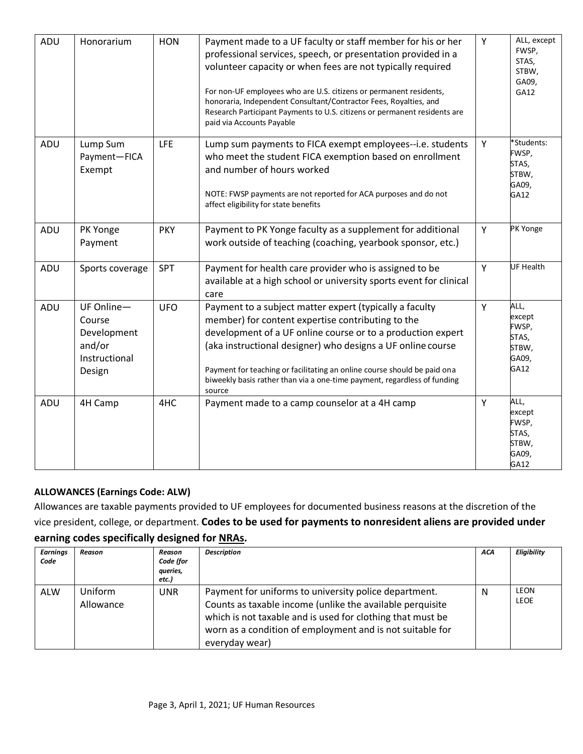| ADU | Honorarium | HON | Payment made to a UF faculty or staff member for his or her professional services, speech, or presentation provided in a volunteer capacity or when fees are not typically required<br><br>For non-UF employees who are U.S. citizens or permanent residents, honoraria, Independent Consultant/Contractor Fees, Royalties, and Research Participant Payments to U.S. citizens or permanent residents are paid via Accounts Payable | Y | ALL, except FWSP, STAS, STBW, GA09, GA12 |
|---|---|---|---|---|---|
| ADU | Lump Sum Payment—FICA Exempt | LFE | Lump sum payments to FICA exempt employees--i.e. students who meet the student FICA exemption based on enrollment and number of hours worked<br><br>NOTE: FWSP payments are not reported for ACA purposes and do not affect eligibility for state benefits | Y | *Students: FWSP, STAS, STBW, GA09, GA12 |
| ADU | PK Yonge Payment | PKY | Payment to PK Yonge faculty as a supplement for additional work outside of teaching (coaching, yearbook sponsor, etc.) | Y | PK Yonge |
| ADU | Sports coverage | SPT | Payment for health care provider who is assigned to be available at a high school or university sports event for clinical care | Y | UF Health |
| ADU | UF Online—Course Development and/or Instructional Design | UFO | Payment to a subject matter expert (typically a faculty member) for content expertise contributing to the development of a UF online course or to a production expert (aka instructional designer) who designs a UF online course<br><br>Payment for teaching or facilitating an online course should be paid on a biweekly basis rather than via a one-time payment, regardless of funding source | Y | ALL, except FWSP, STAS, STBW, GA09, GA12 |
| ADU | 4H Camp | 4HC | Payment made to a camp counselor at a 4H camp | Y | ALL, except FWSP, STAS, STBW, GA09, GA12 |

**ALLOWANCES (Earnings Code: ALW)**

Allowances are taxable payments provided to UF employees for documented business reasons at the discretion of the vice president, college, or department. **Codes to be used for payments to nonresident aliens are provided under earning codes specifically designed for NRAs.**

| *Earnings Code* | *Reason* | *Reason Code (for queries, etc.)* | *Description* | *ACA* | *Eligibility* |
|---|---|---|---|---|---|
| ALW | Uniform Allowance | UNR | Payment for uniforms to university police department. Counts as taxable income (unlike the available perquisite which is not taxable and is used for clothing that must be worn as a condition of employment and is not suitable for everyday wear) | N | LEON LEOE |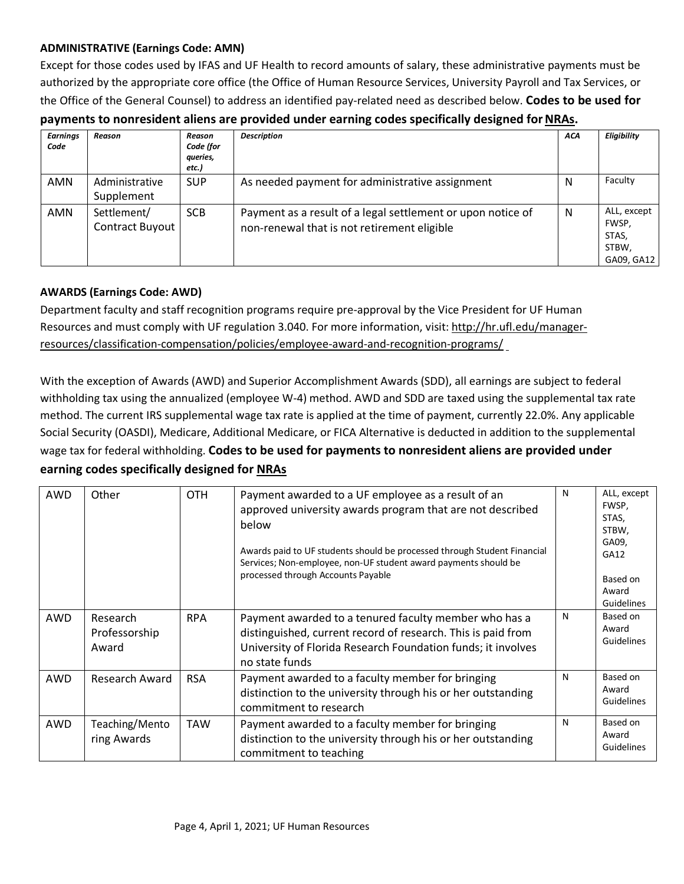**ADMINISTRATIVE (Earnings Code: AMN)**

Except for those codes used by IFAS and UF Health to record amounts of salary, these administrative payments must be authorized by the appropriate core office (the Office of Human Resource Services, University Payroll and Tax Services, or the Office of the General Counsel) to address an identified pay-related need as described below. **Codes to be used for payments to nonresident aliens are provided under earning codes specifically designed for NRAs.**

| *Earnings Code* | *Reason* | *Reason Code (for queries, etc.)* | *Description* | *ACA* | *Eligibility* |
|---|---|---|---|---|---|
| AMN | Administrative Supplement | SUP | As needed payment for administrative assignment | N | Faculty |
| AMN | Settlement/ Contract Buyout | SCB | Payment as a result of a legal settlement or upon notice of non-renewal that is not retirement eligible | N | ALL, except FWSP, STAS, STBW, GA09, GA12 |

**AWARDS (Earnings Code: AWD)**

Department faculty and staff recognition programs require pre-approval by the Vice President for UF Human Resources and must comply with UF regulation 3.040. For more information, visit: http://hr.ufl.edu/manager-resources/classification-compensation/policies/employee-award-and-recognition-programs/

With the exception of Awards (AWD) and Superior Accomplishment Awards (SDD), all earnings are subject to federal withholding tax using the annualized (employee W-4) method. AWD and SDD are taxed using the supplemental tax rate method. The current IRS supplemental wage tax rate is applied at the time of payment, currently 22.0%. Any applicable Social Security (OASDI), Medicare, Additional Medicare, or FICA Alternative is deducted in addition to the supplemental wage tax for federal withholding. **Codes to be used for payments to nonresident aliens are provided under earning codes specifically designed for NRAs**

| | | | | | |
|---|---|---|---|---|---|
| AWD | Other | OTH | Payment awarded to a UF employee as a result of an approved university awards program that are not described below<br><br>Awards paid to UF students should be processed through Student Financial Services; Non-employee, non-UF student award payments should be processed through Accounts Payable | N | ALL, except FWSP, STAS, STBW, GA09, GA12<br><br>Based on Award Guidelines |
| AWD | Research Professorship Award | RPA | Payment awarded to a tenured faculty member who has a distinguished, current record of research. This is paid from University of Florida Research Foundation funds; it involves no state funds | N | Based on Award Guidelines |
| AWD | Research Award | RSA | Payment awarded to a faculty member for bringing distinction to the university through his or her outstanding commitment to research | N | Based on Award Guidelines |
| AWD | Teaching/Mentoring Awards | TAW | Payment awarded to a faculty member for bringing distinction to the university through his or her outstanding commitment to teaching | N | Based on Award Guidelines |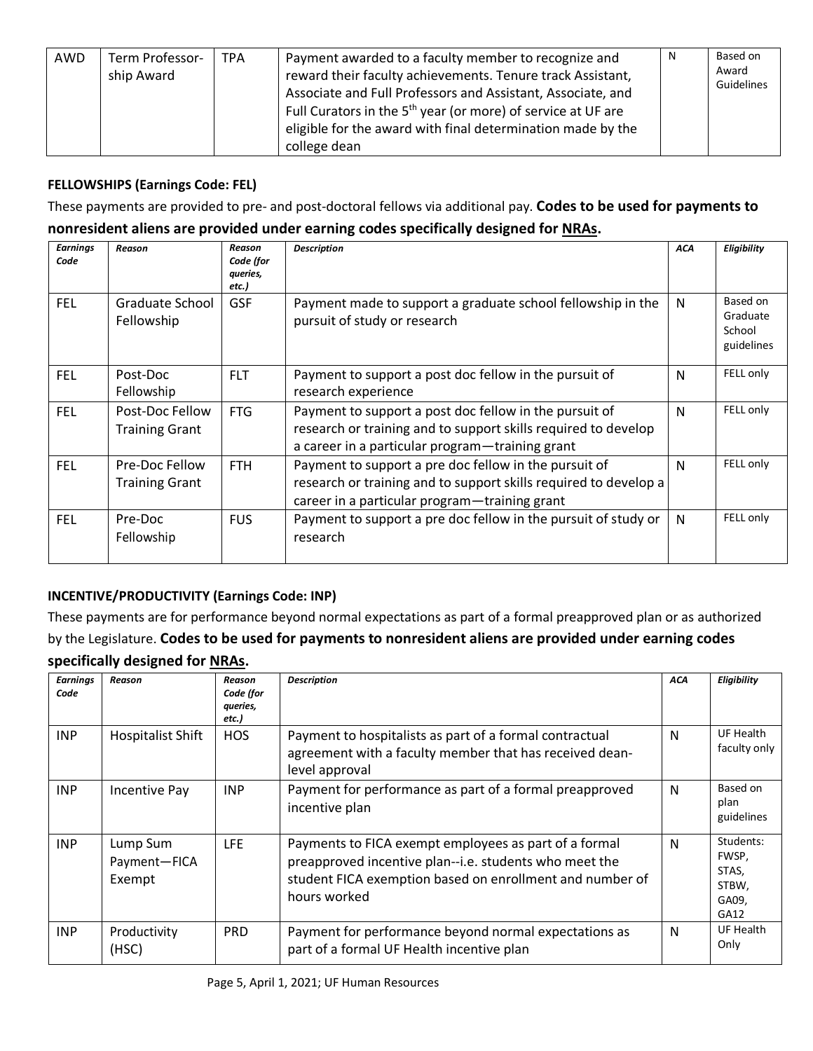| AWD | Term Professorship Award | TPA | Payment awarded to a faculty member to recognize and reward their faculty achievements. Tenure track Assistant, Associate and Full Professors and Assistant, Associate, and Full Curators in the 5th year (or more) of service at UF are eligible for the award with final determination made by the college dean | N | Based on Award Guidelines |
|---|---|---|---|---|---|

#### FELLOWSHIPS (Earnings Code: FEL)

These payments are provided to pre- and post-doctoral fellows via additional pay. **Codes to be used for payments to nonresident aliens are provided under earning codes specifically designed for <u>NRAs</u>.**

| *Earnings Code* | *Reason* | *Reason Code (for queries, etc.)* | *Description* | *ACA* | *Eligibility* |
|---|---|---|---|---|---|
| FEL | Graduate School Fellowship | GSF | Payment made to support a graduate school fellowship in the pursuit of study or research | N | Based on Graduate School guidelines |
| FEL | Post-Doc Fellowship | FLT | Payment to support a post doc fellow in the pursuit of research experience | N | FELL only |
| FEL | Post-Doc Fellow Training Grant | FTG | Payment to support a post doc fellow in the pursuit of research or training and to support skills required to develop a career in a particular program—training grant | N | FELL only |
| FEL | Pre-Doc Fellow Training Grant | FTH | Payment to support a pre doc fellow in the pursuit of research or training and to support skills required to develop a career in a particular program—training grant | N | FELL only |
| FEL | Pre-Doc Fellowship | FUS | Payment to support a pre doc fellow in the pursuit of study or research | N | FELL only |

#### INCENTIVE/PRODUCTIVITY (Earnings Code: INP)

These payments are for performance beyond normal expectations as part of a formal preapproved plan or as authorized by the Legislature. **Codes to be used for payments to nonresident aliens are provided under earning codes specifically designed for <u>NRAs</u>.**

| *Earnings Code* | *Reason* | *Reason Code (for queries, etc.)* | *Description* | *ACA* | *Eligibility* |
|---|---|---|---|---|---|
| INP | Hospitalist Shift | HOS | Payment to hospitalists as part of a formal contractual agreement with a faculty member that has received dean-level approval | N | UF Health faculty only |
| INP | Incentive Pay | INP | Payment for performance as part of a formal preapproved incentive plan | N | Based on plan guidelines |
| INP | Lump Sum Payment—FICA Exempt | LFE | Payments to FICA exempt employees as part of a formal preapproved incentive plan--i.e. students who meet the student FICA exemption based on enrollment and number of hours worked | N | Students: FWSP, STAS, STBW, GA09, GA12 |
| INP | Productivity (HSC) | PRD | Payment for performance beyond normal expectations as part of a formal UF Health incentive plan | N | UF Health Only |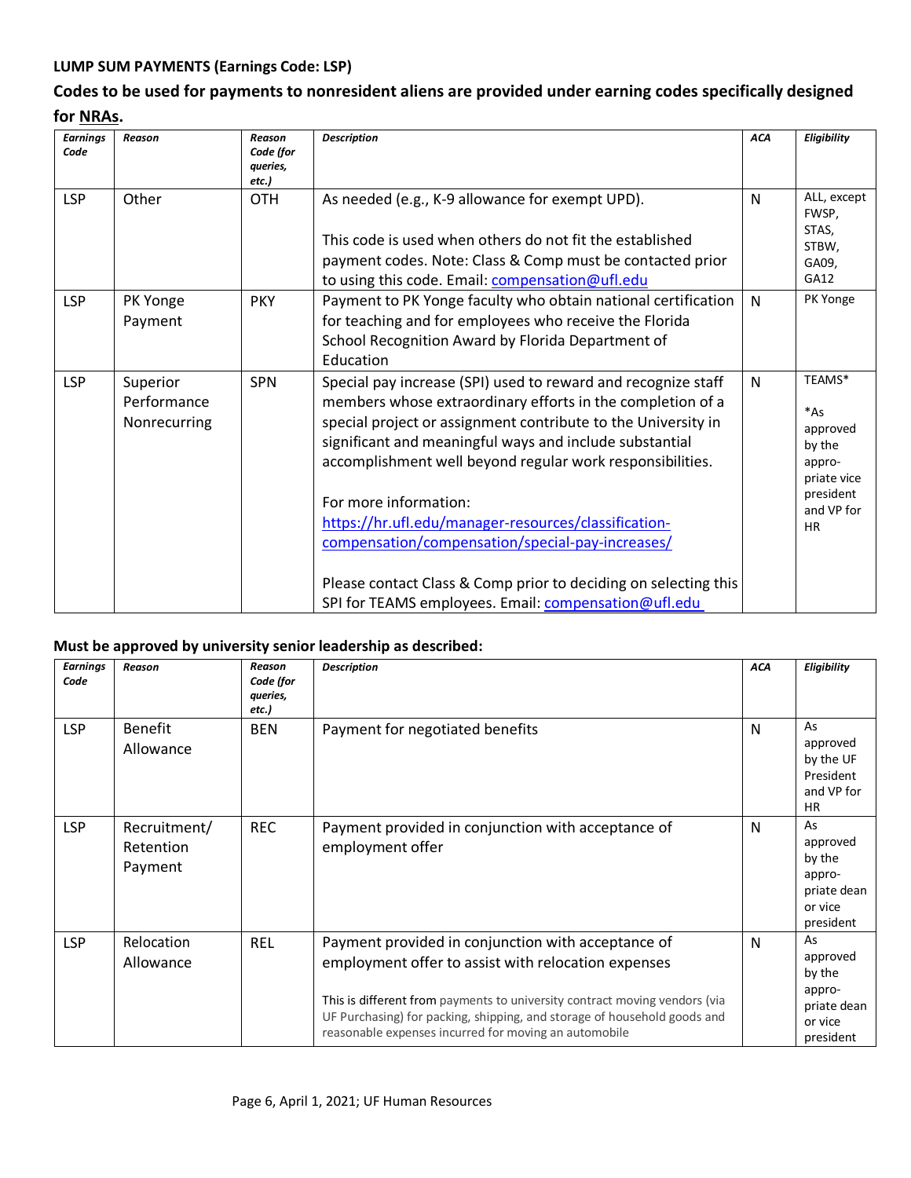**LUMP SUM PAYMENTS (Earnings Code: LSP)**

**Codes to be used for payments to nonresident aliens are provided under earning codes specifically designed for NRAs.**

| *Earnings Code* | *Reason* | *Reason Code (for queries, etc.)* | *Description* | *ACA* | *Eligibility* |
|---|---|---|---|---|---|
| LSP | Other | OTH | As needed (e.g., K-9 allowance for exempt UPD).<br><br>This code is used when others do not fit the established payment codes. Note: Class & Comp must be contacted prior to using this code. Email: compensation@ufl.edu | N | ALL, except FWSP, STAS, STBW, GA09, GA12 |
| LSP | PK Yonge Payment | PKY | Payment to PK Yonge faculty who obtain national certification for teaching and for employees who receive the Florida School Recognition Award by Florida Department of Education | N | PK Yonge |
| LSP | Superior Performance Nonrecurring | SPN | Special pay increase (SPI) used to reward and recognize staff members whose extraordinary efforts in the completion of a special project or assignment contribute to the University in significant and meaningful ways and include substantial accomplishment well beyond regular work responsibilities.<br><br>For more information: https://hr.ufl.edu/manager-resources/classification-compensation/compensation/special-pay-increases/<br><br>Please contact Class & Comp prior to deciding on selecting this SPI for TEAMS employees. Email: compensation@ufl.edu | N | TEAMS*<br><br>*As approved by the appropriate vice president and VP for HR |

**Must be approved by university senior leadership as described:**

| *Earnings Code* | *Reason* | *Reason Code (for queries, etc.)* | *Description* | *ACA* | *Eligibility* |
|---|---|---|---|---|---|
| LSP | Benefit Allowance | BEN | Payment for negotiated benefits | N | As approved by the UF President and VP for HR |
| LSP | Recruitment/ Retention Payment | REC | Payment provided in conjunction with acceptance of employment offer | N | As approved by the appropriate dean or vice president |
| LSP | Relocation Allowance | REL | Payment provided in conjunction with acceptance of employment offer to assist with relocation expenses<br><br>This is different from payments to university contract moving vendors (via UF Purchasing) for packing, shipping, and storage of household goods and reasonable expenses incurred for moving an automobile | N | As approved by the appropriate dean or vice president |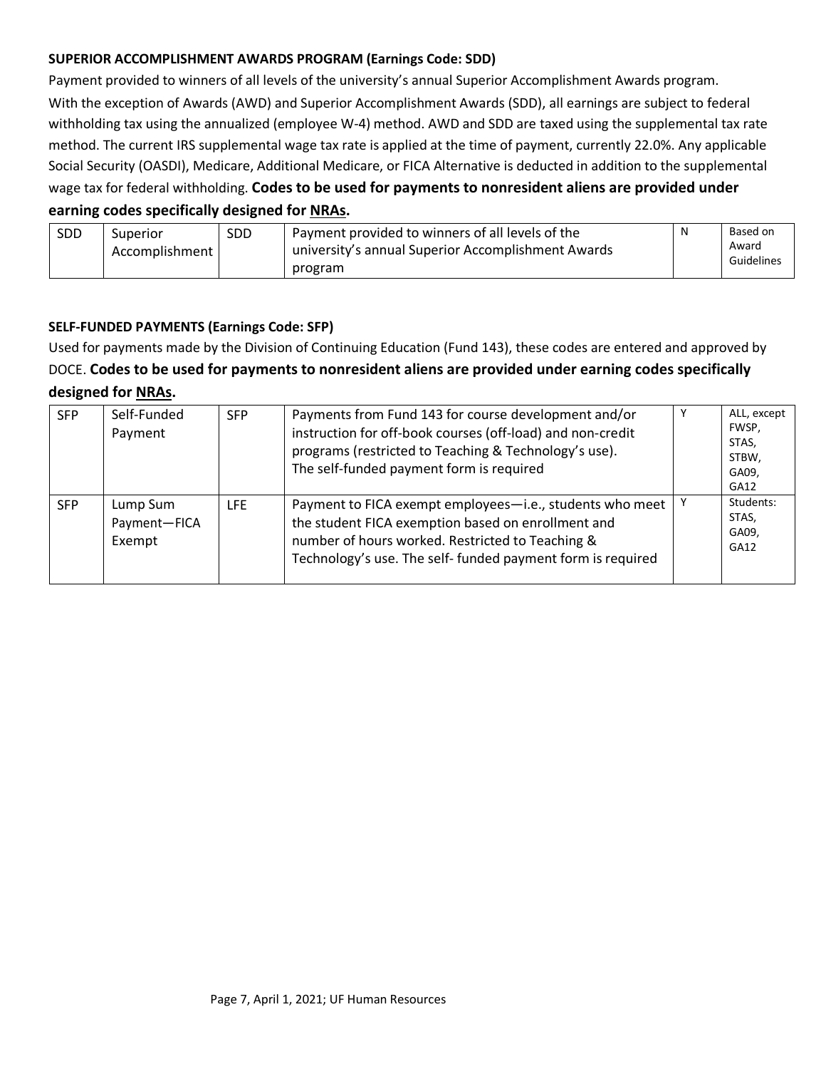**SUPERIOR ACCOMPLISHMENT AWARDS PROGRAM (Earnings Code: SDD)**

Payment provided to winners of all levels of the university's annual Superior Accomplishment Awards program. With the exception of Awards (AWD) and Superior Accomplishment Awards (SDD), all earnings are subject to federal withholding tax using the annualized (employee W-4) method. AWD and SDD are taxed using the supplemental tax rate method. The current IRS supplemental wage tax rate is applied at the time of payment, currently 22.0%. Any applicable Social Security (OASDI), Medicare, Additional Medicare, or FICA Alternative is deducted in addition to the supplemental wage tax for federal withholding. **Codes to be used for payments to nonresident aliens are provided under earning codes specifically designed for NRAs.**

| | | | | | |
|---|---|---|---|---|---|
| SDD | Superior Accomplishment | SDD | Payment provided to winners of all levels of the university's annual Superior Accomplishment Awards program | N | Based on Award Guidelines |

**SELF-FUNDED PAYMENTS (Earnings Code: SFP)**

Used for payments made by the Division of Continuing Education (Fund 143), these codes are entered and approved by DOCE. **Codes to be used for payments to nonresident aliens are provided under earning codes specifically designed for NRAs.**

| | | | | | |
|---|---|---|---|---|---|
| SFP | Self-Funded Payment | SFP | Payments from Fund 143 for course development and/or instruction for off-book courses (off-load) and non-credit programs (restricted to Teaching & Technology's use). The self-funded payment form is required | Y | ALL, except FWSP, STAS, STBW, GA09, GA12 |
| SFP | Lump Sum Payment—FICA Exempt | LFE | Payment to FICA exempt employees—i.e., students who meet the student FICA exemption based on enrollment and number of hours worked. Restricted to Teaching & Technology's use. The self- funded payment form is required | Y | Students: STAS, GA09, GA12 |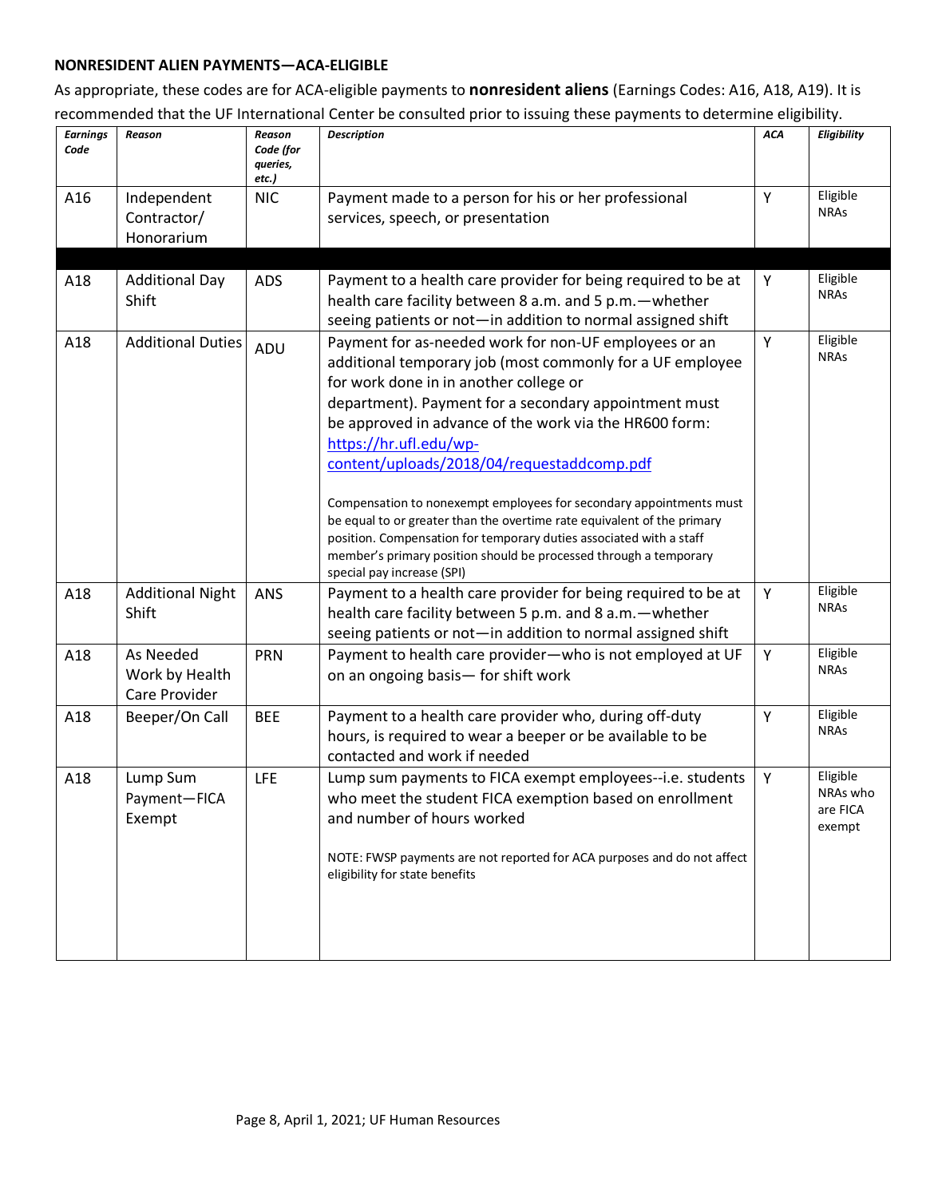**NONRESIDENT ALIEN PAYMENTS—ACA-ELIGIBLE**

As appropriate, these codes are for ACA-eligible payments to **nonresident aliens** (Earnings Codes: A16, A18, A19). It is recommended that the UF International Center be consulted prior to issuing these payments to determine eligibility.

| *Earnings Code* | *Reason* | *Reason Code (for queries, etc.)* | *Description* | *ACA* | *Eligibility* |
|---|---|---|---|---|---|
| A16 | Independent Contractor/ Honorarium | NIC | Payment made to a person for his or her professional services, speech, or presentation | Y | Eligible NRAs |
| | | | | | |
| A18 | Additional Day Shift | ADS | Payment to a health care provider for being required to be at health care facility between 8 a.m. and 5 p.m.—whether seeing patients or not—in addition to normal assigned shift | Y | Eligible NRAs |
| A18 | Additional Duties | ADU | Payment for as-needed work for non-UF employees or an additional temporary job (most commonly for a UF employee for work done in in another college or department). Payment for a secondary appointment must be approved in advance of the work via the HR600 form: https://hr.ufl.edu/wp-content/uploads/2018/04/requestaddcomp.pdf<br><br>Compensation to nonexempt employees for secondary appointments must be equal to or greater than the overtime rate equivalent of the primary position. Compensation for temporary duties associated with a staff member's primary position should be processed through a temporary special pay increase (SPI) | Y | Eligible NRAs |
| A18 | Additional Night Shift | ANS | Payment to a health care provider for being required to be at health care facility between 5 p.m. and 8 a.m.—whether seeing patients or not—in addition to normal assigned shift | Y | Eligible NRAs |
| A18 | As Needed Work by Health Care Provider | PRN | Payment to health care provider—who is not employed at UF on an ongoing basis— for shift work | Y | Eligible NRAs |
| A18 | Beeper/On Call | BEE | Payment to a health care provider who, during off-duty hours, is required to wear a beeper or be available to be contacted and work if needed | Y | Eligible NRAs |
| A18 | Lump Sum Payment—FICA Exempt | LFE | Lump sum payments to FICA exempt employees--i.e. students who meet the student FICA exemption based on enrollment and number of hours worked<br><br>NOTE: FWSP payments are not reported for ACA purposes and do not affect eligibility for state benefits | Y | Eligible NRAs who are FICA exempt |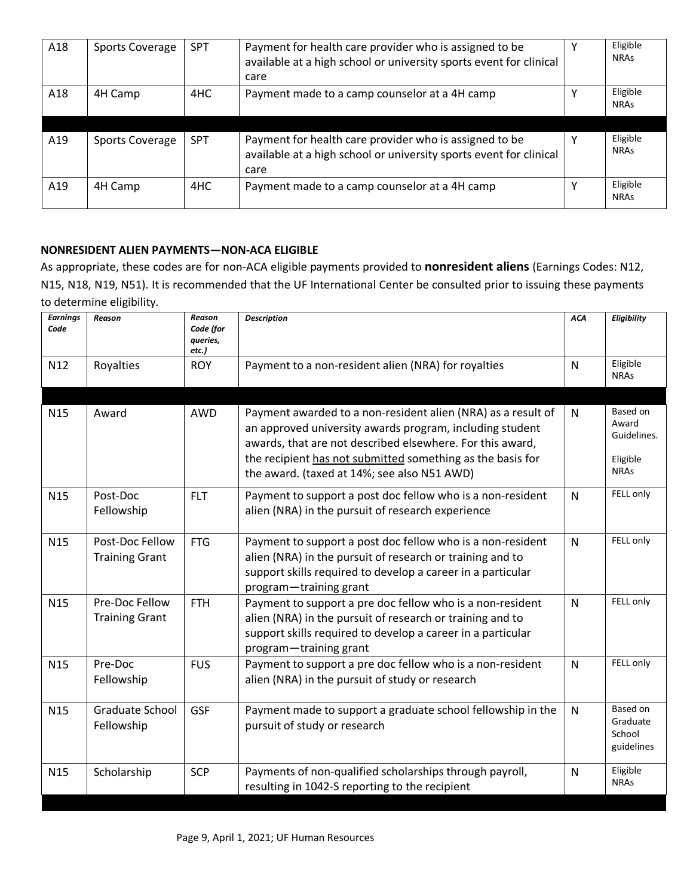| A18 | Sports Coverage | SPT | Payment for health care provider who is assigned to be available at a high school or university sports event for clinical care | Y | Eligible NRAs |
|---|---|---|---|---|---|
| A18 | 4H Camp | 4HC | Payment made to a camp counselor at a 4H camp | Y | Eligible NRAs |
| | | | | | |
| A19 | Sports Coverage | SPT | Payment for health care provider who is assigned to be available at a high school or university sports event for clinical care | Y | Eligible NRAs |
| A19 | 4H Camp | 4HC | Payment made to a camp counselor at a 4H camp | Y | Eligible NRAs |

**NONRESIDENT ALIEN PAYMENTS—NON-ACA ELIGIBLE**

As appropriate, these codes are for non-ACA eligible payments provided to **nonresident aliens** (Earnings Codes: N12, N15, N18, N19, N51). It is recommended that the UF International Center be consulted prior to issuing these payments to determine eligibility.

| *Earnings Code* | *Reason* | *Reason Code (for queries, etc.)* | *Description* | *ACA* | *Eligibility* |
|---|---|---|---|---|---|
| N12 | Royalties | ROY | Payment to a non-resident alien (NRA) for royalties | N | Eligible NRAs |
| | | | | | |
| N15 | Award | AWD | Payment awarded to a non-resident alien (NRA) as a result of an approved university awards program, including student awards, that are not described elsewhere. For this award, the recipient has not submitted something as the basis for the award. (taxed at 14%; see also N51 AWD) | N | Based on Award Guidelines. Eligible NRAs |
| N15 | Post-Doc Fellowship | FLT | Payment to support a post doc fellow who is a non-resident alien (NRA) in the pursuit of research experience | N | FELL only |
| N15 | Post-Doc Fellow Training Grant | FTG | Payment to support a post doc fellow who is a non-resident alien (NRA) in the pursuit of research or training and to support skills required to develop a career in a particular program—training grant | N | FELL only |
| N15 | Pre-Doc Fellow Training Grant | FTH | Payment to support a pre doc fellow who is a non-resident alien (NRA) in the pursuit of research or training and to support skills required to develop a career in a particular program—training grant | N | FELL only |
| N15 | Pre-Doc Fellowship | FUS | Payment to support a pre doc fellow who is a non-resident alien (NRA) in the pursuit of study or research | N | FELL only |
| N15 | Graduate School Fellowship | GSF | Payment made to support a graduate school fellowship in the pursuit of study or research | N | Based on Graduate School guidelines |
| N15 | Scholarship | SCP | Payments of non-qualified scholarships through payroll, resulting in 1042-S reporting to the recipient | N | Eligible NRAs |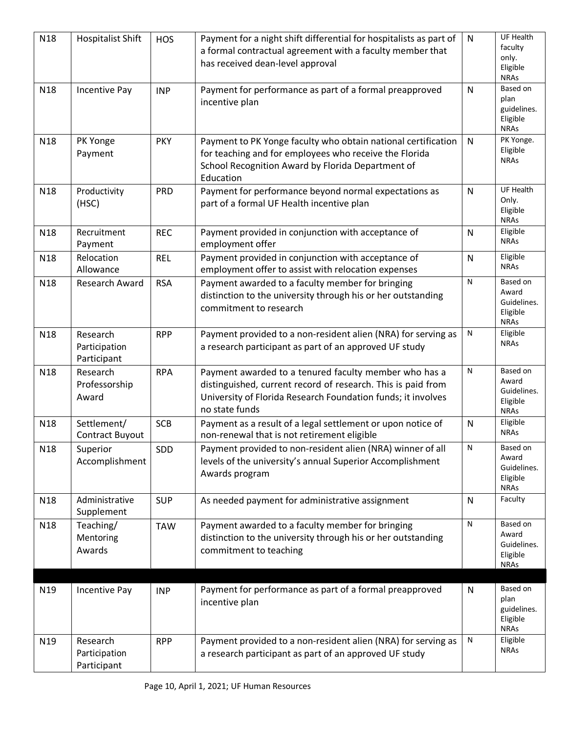| N18 | Hospitalist Shift | HOS | Payment for a night shift differential for hospitalists as part of a formal contractual agreement with a faculty member that has received dean-level approval | N | UF Health faculty only. Eligible NRAs |
|---|---|---|---|---|---|
| N18 | Incentive Pay | INP | Payment for performance as part of a formal preapproved incentive plan | N | Based on plan guidelines. Eligible NRAs |
| N18 | PK Yonge Payment | PKY | Payment to PK Yonge faculty who obtain national certification for teaching and for employees who receive the Florida School Recognition Award by Florida Department of Education | N | PK Yonge. Eligible NRAs |
| N18 | Productivity (HSC) | PRD | Payment for performance beyond normal expectations as part of a formal UF Health incentive plan | N | UF Health Only. Eligible NRAs |
| N18 | Recruitment Payment | REC | Payment provided in conjunction with acceptance of employment offer | N | Eligible NRAs |
| N18 | Relocation Allowance | REL | Payment provided in conjunction with acceptance of employment offer to assist with relocation expenses | N | Eligible NRAs |
| N18 | Research Award | RSA | Payment awarded to a faculty member for bringing distinction to the university through his or her outstanding commitment to research | N | Based on Award Guidelines. Eligible NRAs |
| N18 | Research Participation Participant | RPP | Payment provided to a non-resident alien (NRA) for serving as a research participant as part of an approved UF study | N | Eligible NRAs |
| N18 | Research Professorship Award | RPA | Payment awarded to a tenured faculty member who has a distinguished, current record of research. This is paid from University of Florida Research Foundation funds; it involves no state funds | N | Based on Award Guidelines. Eligible NRAs |
| N18 | Settlement/ Contract Buyout | SCB | Payment as a result of a legal settlement or upon notice of non-renewal that is not retirement eligible | N | Eligible NRAs |
| N18 | Superior Accomplishment | SDD | Payment provided to non-resident alien (NRA) winner of all levels of the university's annual Superior Accomplishment Awards program | N | Based on Award Guidelines. Eligible NRAs |
| N18 | Administrative Supplement | SUP | As needed payment for administrative assignment | N | Faculty |
| N18 | Teaching/ Mentoring Awards | TAW | Payment awarded to a faculty member for bringing distinction to the university through his or her outstanding commitment to teaching | N | Based on Award Guidelines. Eligible NRAs |
| | | | | | |
| N19 | Incentive Pay | INP | Payment for performance as part of a formal preapproved incentive plan | N | Based on plan guidelines. Eligible NRAs |
| N19 | Research Participation Participant | RPP | Payment provided to a non-resident alien (NRA) for serving as a research participant as part of an approved UF study | N | Eligible NRAs |

Page 10, April 1, 2021; UF Human Resources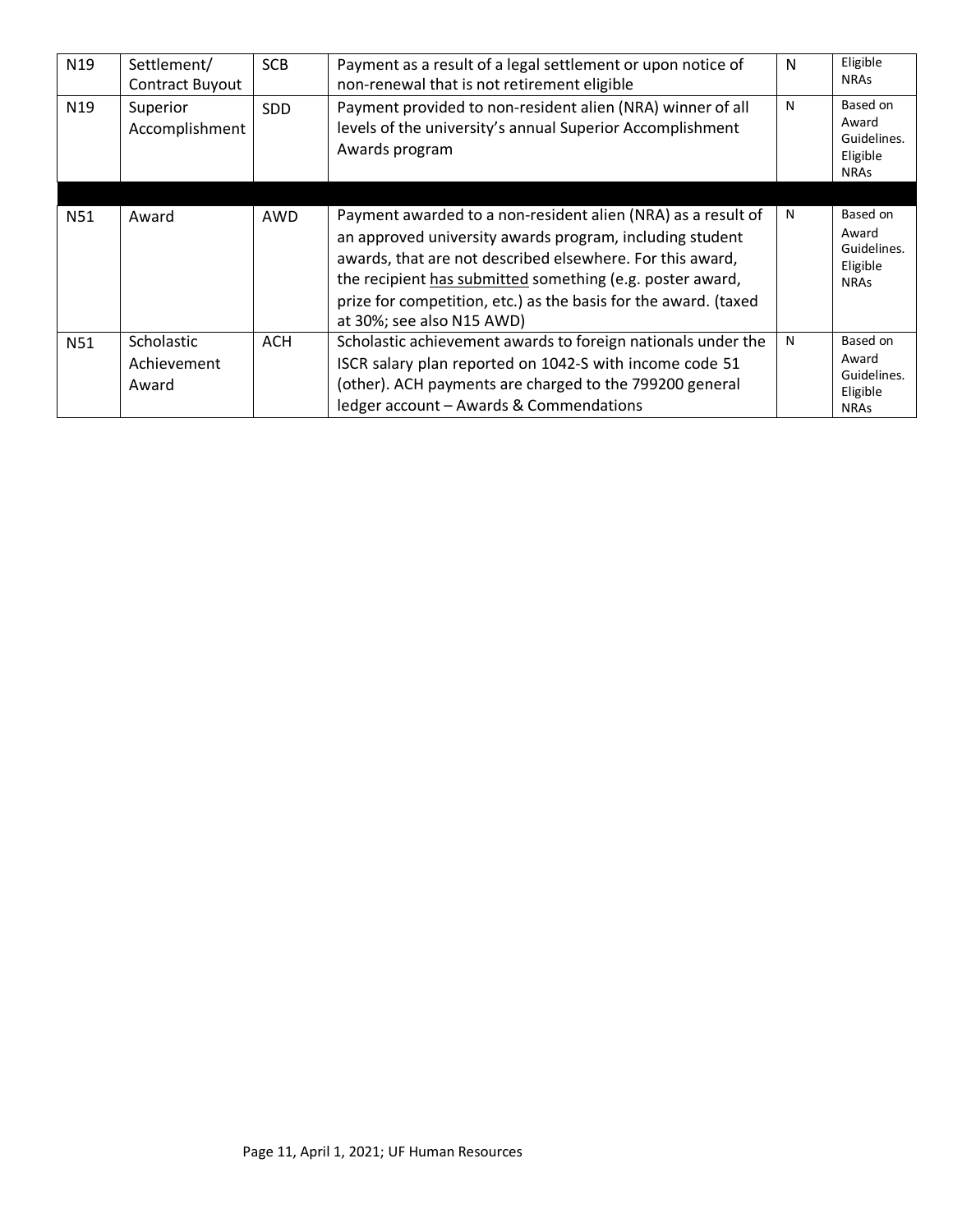| | | | | | |
|---|---|---|---|---|---|
| N19 | Settlement/ Contract Buyout | SCB | Payment as a result of a legal settlement or upon notice of non-renewal that is not retirement eligible | N | Eligible NRAs |
| N19 | Superior Accomplishment | SDD | Payment provided to non-resident alien (NRA) winner of all levels of the university's annual Superior Accomplishment Awards program | N | Based on Award Guidelines. Eligible NRAs |
| | | | | | |
| N51 | Award | AWD | Payment awarded to a non-resident alien (NRA) as a result of an approved university awards program, including student awards, that are not described elsewhere. For this award, the recipient has submitted something (e.g. poster award, prize for competition, etc.) as the basis for the award. (taxed at 30%; see also N15 AWD) | N | Based on Award Guidelines. Eligible NRAs |
| N51 | Scholastic Achievement Award | ACH | Scholastic achievement awards to foreign nationals under the ISCR salary plan reported on 1042-S with income code 51 (other). ACH payments are charged to the 799200 general ledger account – Awards & Commendations | N | Based on Award Guidelines. Eligible NRAs |